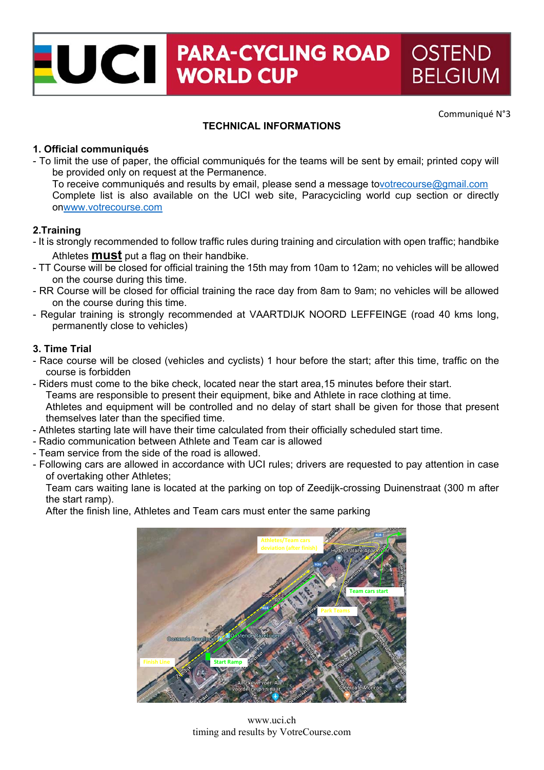# UCI PARA-CYCLING ROAD WORLD CUP OSTEND BELGIUM

Communiqué N°3

**TECHNICAL INFORMATIONS**

## 1. Official communiqués

- To limit the use of paper, the official communiqués for the teams will be sent by email; printed copy will be provided only on request at the Permanence.
  To receive communiqués and results by email, please send a message tovotrecourse@gmail.com
  Complete list is also available on the UCI web site, Paracycling world cup section or directly onwww.votrecourse.com

## 2.Training

- It is strongly recommended to follow traffic rules during training and circulation with open traffic; handbike Athletes **must** put a flag on their handbike.
- TT Course will be closed for official training the 15th may from 10am to 12am; no vehicles will be allowed on the course during this time.
- RR Course will be closed for official training the race day from 8am to 9am; no vehicles will be allowed on the course during this time.
- Regular training is strongly recommended at VAARTDIJK NOORD LEFFEINGE (road 40 kms long, permanently close to vehicles)

## 3. Time Trial

- Race course will be closed (vehicles and cyclists) 1 hour before the start; after this time, traffic on the course is forbidden
- Riders must come to the bike check, located near the start area,15 minutes before their start.
  Teams are responsible to present their equipment, bike and Athlete in race clothing at time.
  Athletes and equipment will be controlled and no delay of start shall be given for those that present themselves later than the specified time.
- Athletes starting late will have their time calculated from their officially scheduled start time.
- Radio communication between Athlete and Team car is allowed
- Team service from the side of the road is allowed.
- Following cars are allowed in accordance with UCI rules; drivers are requested to pay attention in case of overtaking other Athletes;
  Team cars waiting lane is located at the parking on top of Zeedijk-crossing Duinenstraat (300 m after the start ramp).
  After the finish line, Athletes and Team cars must enter the same parking

www.uci.ch
timing and results by VotreCourse.com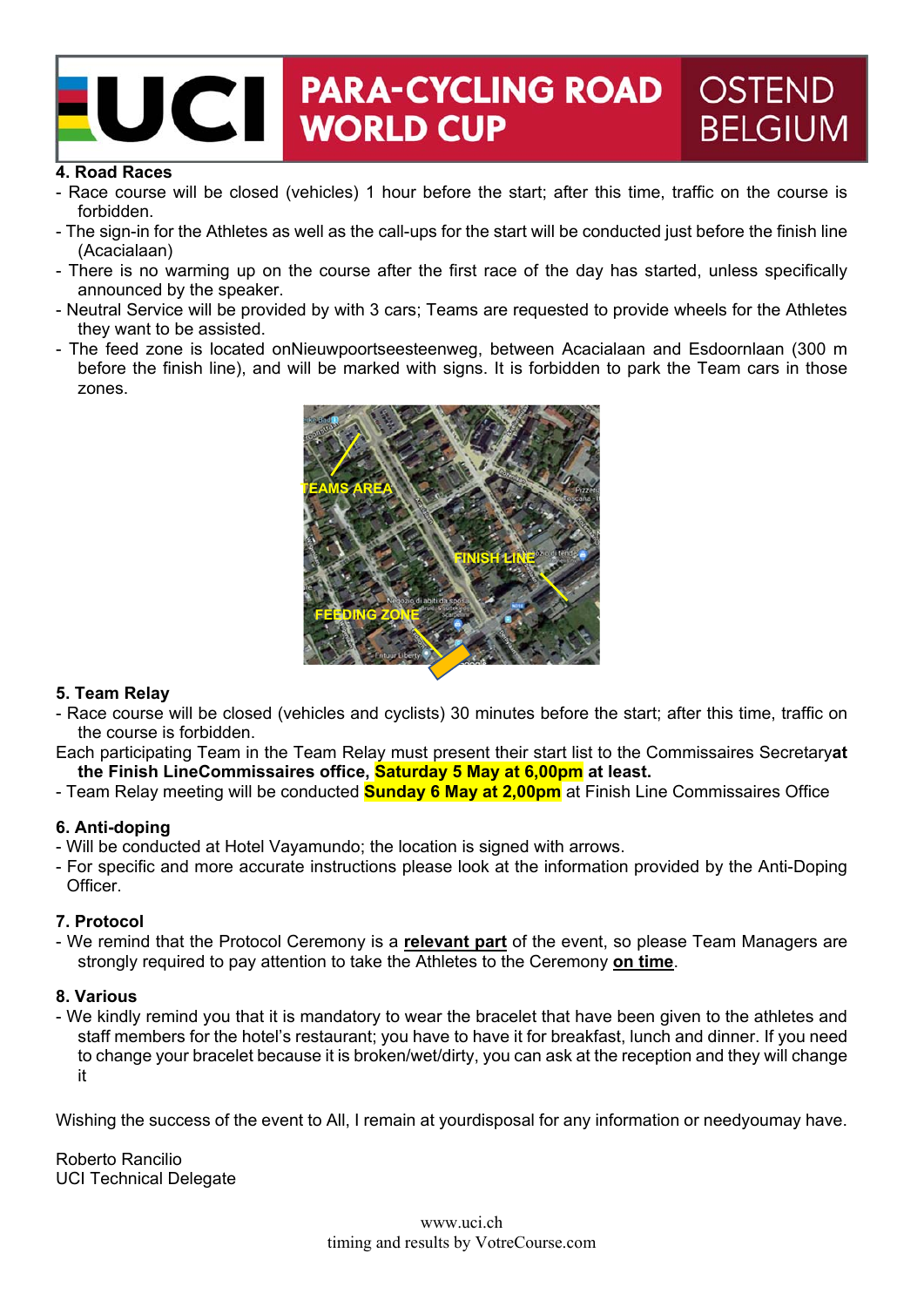**4. Road Races**

- Race course will be closed (vehicles) 1 hour before the start; after this time, traffic on the course is forbidden.
- The sign-in for the Athletes as well as the call-ups for the start will be conducted just before the finish line (Acacialaan)
- There is no warming up on the course after the first race of the day has started, unless specifically announced by the speaker.
- Neutral Service will be provided by with 3 cars; Teams are requested to provide wheels for the Athletes they want to be assisted.
- The feed zone is located onNieuwpoortseesteenweg, between Acacialaan and Esdoornlaan (300 m before the finish line), and will be marked with signs. It is forbidden to park the Team cars in those zones.

**5. Team Relay**

- Race course will be closed (vehicles and cyclists) 30 minutes before the start; after this time, traffic on the course is forbidden.

Each participating Team in the Team Relay must present their start list to the Commissaires Secretary**at the Finish LineCommissaires office, Saturday 5 May at 6,00pm at least.**

- Team Relay meeting will be conducted **Sunday 6 May at 2,00pm** at Finish Line Commissaires Office

**6. Anti-doping**

- Will be conducted at Hotel Vayamundo; the location is signed with arrows.
- For specific and more accurate instructions please look at the information provided by the Anti-Doping Officer.

**7. Protocol**

- We remind that the Protocol Ceremony is a **relevant part** of the event, so please Team Managers are strongly required to pay attention to take the Athletes to the Ceremony **on time**.

**8. Various**

- We kindly remind you that it is mandatory to wear the bracelet that have been given to the athletes and staff members for the hotel's restaurant; you have to have it for breakfast, lunch and dinner. If you need to change your bracelet because it is broken/wet/dirty, you can ask at the reception and they will change it

Wishing the success of the event to All, I remain at yourdisposal for any information or needyoumay have.

Roberto Rancilio
UCI Technical Delegate

www.uci.ch
timing and results by VotreCourse.com